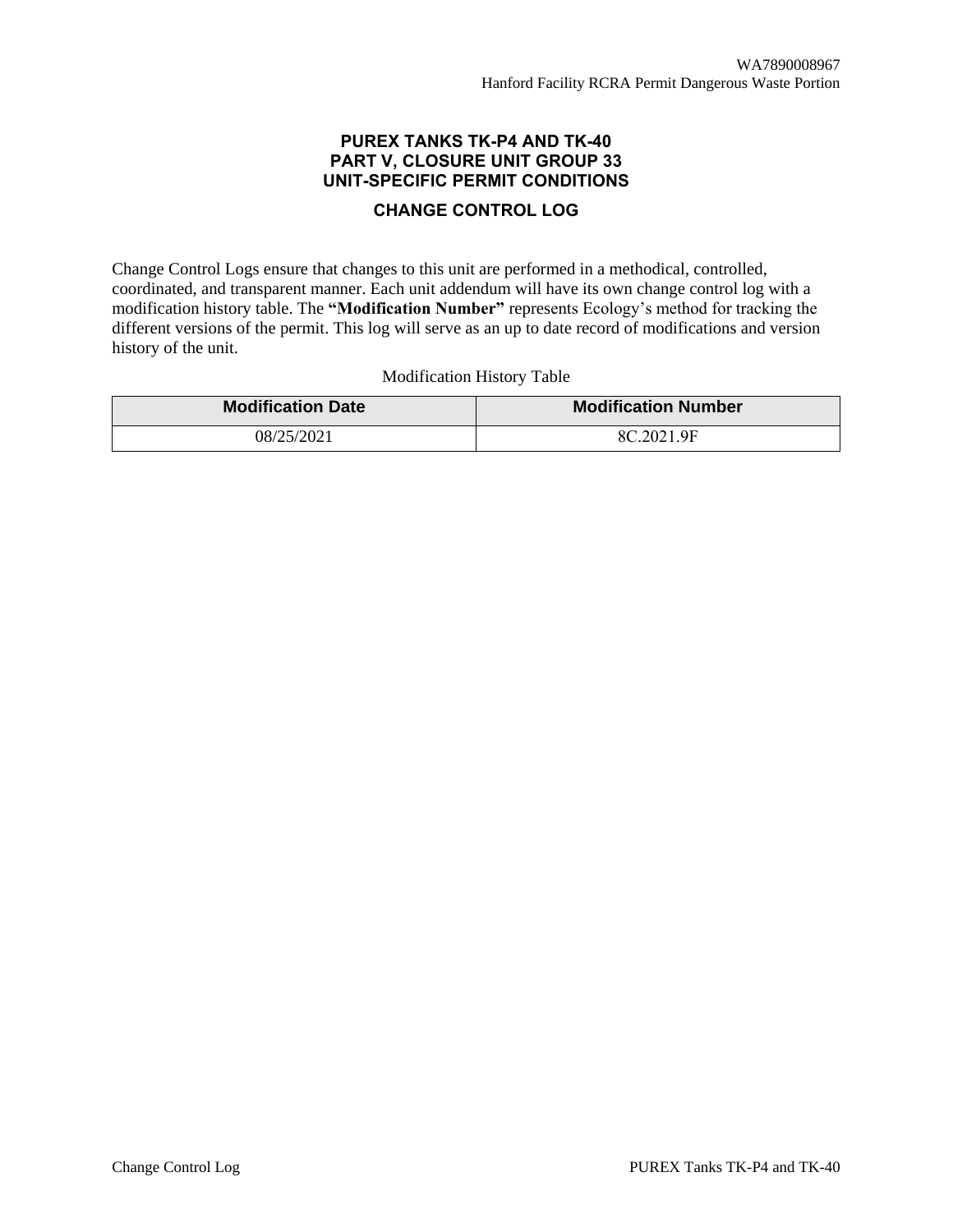# PUREX TANKS TK-P4 AND TK-40
# PART V, CLOSURE UNIT GROUP 33
# UNIT-SPECIFIC PERMIT CONDITIONS

## CHANGE CONTROL LOG

Change Control Logs ensure that changes to this unit are performed in a methodical, controlled, coordinated, and transparent manner. Each unit addendum will have its own change control log with a modification history table. The **"Modification Number"** represents Ecology's method for tracking the different versions of the permit. This log will serve as an up to date record of modifications and version history of the unit.

Modification History Table

| Modification Date | Modification Number |
|---|---|
| 08/25/2021 | 8C.2021.9F |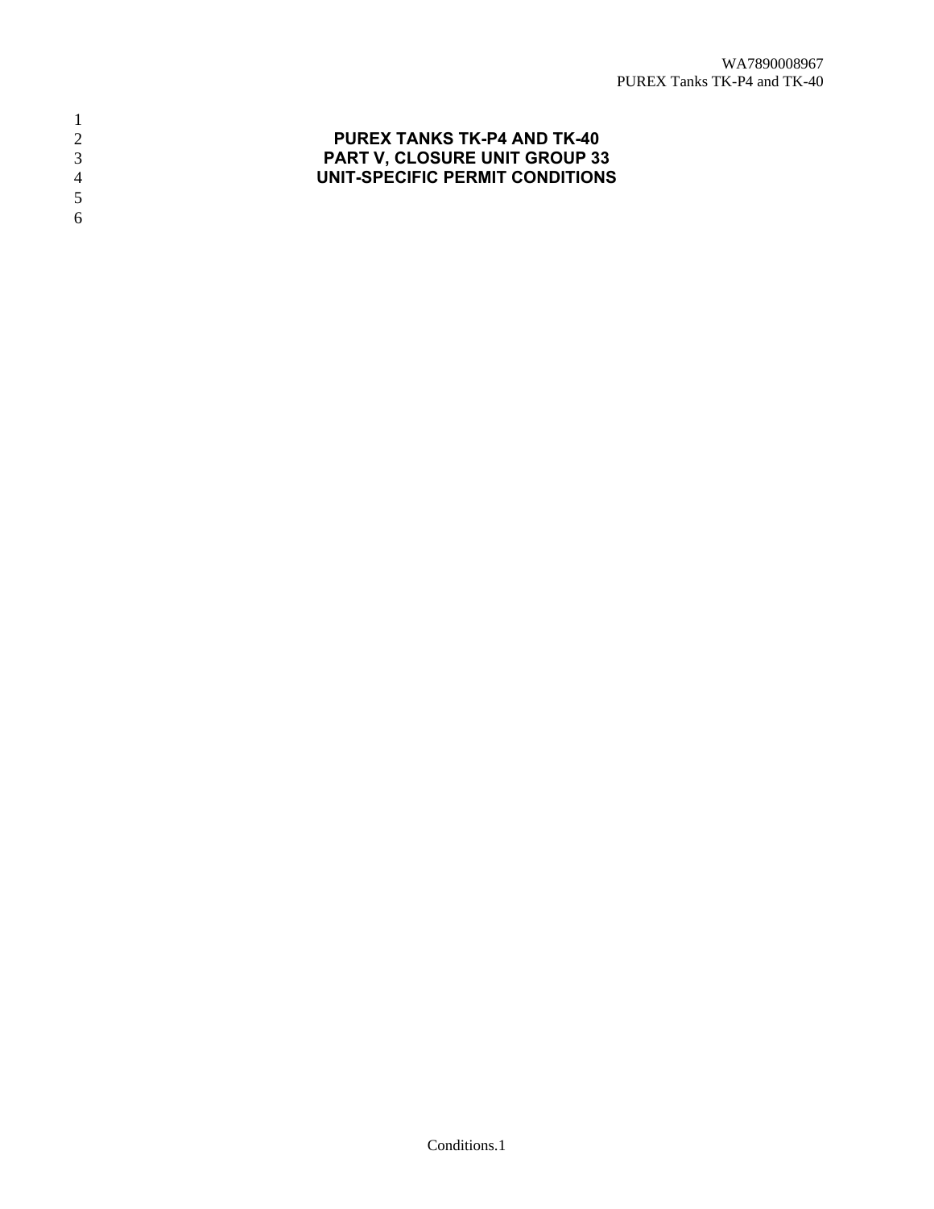# PUREX TANKS TK-P4 AND TK-40
# PART V, CLOSURE UNIT GROUP 33
# UNIT-SPECIFIC PERMIT CONDITIONS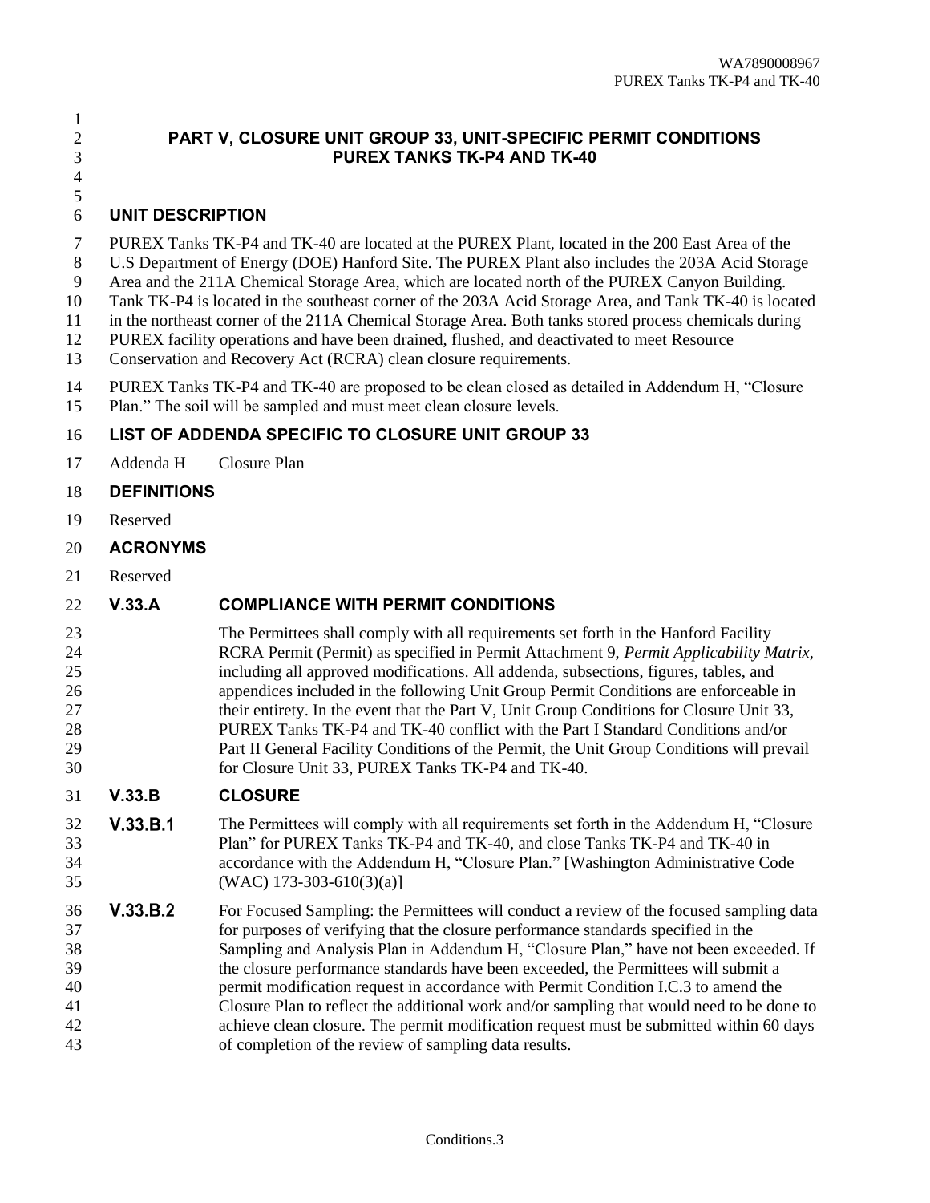# PART V, CLOSURE UNIT GROUP 33, UNIT-SPECIFIC PERMIT CONDITIONS PUREX TANKS TK-P4 AND TK-40

## UNIT DESCRIPTION

PUREX Tanks TK-P4 and TK-40 are located at the PUREX Plant, located in the 200 East Area of the U.S Department of Energy (DOE) Hanford Site. The PUREX Plant also includes the 203A Acid Storage Area and the 211A Chemical Storage Area, which are located north of the PUREX Canyon Building. Tank TK-P4 is located in the southeast corner of the 203A Acid Storage Area, and Tank TK-40 is located in the northeast corner of the 211A Chemical Storage Area. Both tanks stored process chemicals during PUREX facility operations and have been drained, flushed, and deactivated to meet Resource Conservation and Recovery Act (RCRA) clean closure requirements.

PUREX Tanks TK-P4 and TK-40 are proposed to be clean closed as detailed in Addendum H, "Closure Plan." The soil will be sampled and must meet clean closure levels.

## LIST OF ADDENDA SPECIFIC TO CLOSURE UNIT GROUP 33

Addenda H  Closure Plan

## DEFINITIONS

Reserved

## ACRONYMS

Reserved

## V.33.A COMPLIANCE WITH PERMIT CONDITIONS

The Permittees shall comply with all requirements set forth in the Hanford Facility RCRA Permit (Permit) as specified in Permit Attachment 9, *Permit Applicability Matrix*, including all approved modifications. All addenda, subsections, figures, tables, and appendices included in the following Unit Group Permit Conditions are enforceable in their entirety. In the event that the Part V, Unit Group Conditions for Closure Unit 33, PUREX Tanks TK-P4 and TK-40 conflict with the Part I Standard Conditions and/or Part II General Facility Conditions of the Permit, the Unit Group Conditions will prevail for Closure Unit 33, PUREX Tanks TK-P4 and TK-40.

## V.33.B CLOSURE

**V.33.B.1** The Permittees will comply with all requirements set forth in the Addendum H, "Closure Plan" for PUREX Tanks TK-P4 and TK-40, and close Tanks TK-P4 and TK-40 in accordance with the Addendum H, "Closure Plan." [Washington Administrative Code (WAC) 173-303-610(3)(a)]

**V.33.B.2** For Focused Sampling: the Permittees will conduct a review of the focused sampling data for purposes of verifying that the closure performance standards specified in the Sampling and Analysis Plan in Addendum H, "Closure Plan," have not been exceeded. If the closure performance standards have been exceeded, the Permittees will submit a permit modification request in accordance with Permit Condition I.C.3 to amend the Closure Plan to reflect the additional work and/or sampling that would need to be done to achieve clean closure. The permit modification request must be submitted within 60 days of completion of the review of sampling data results.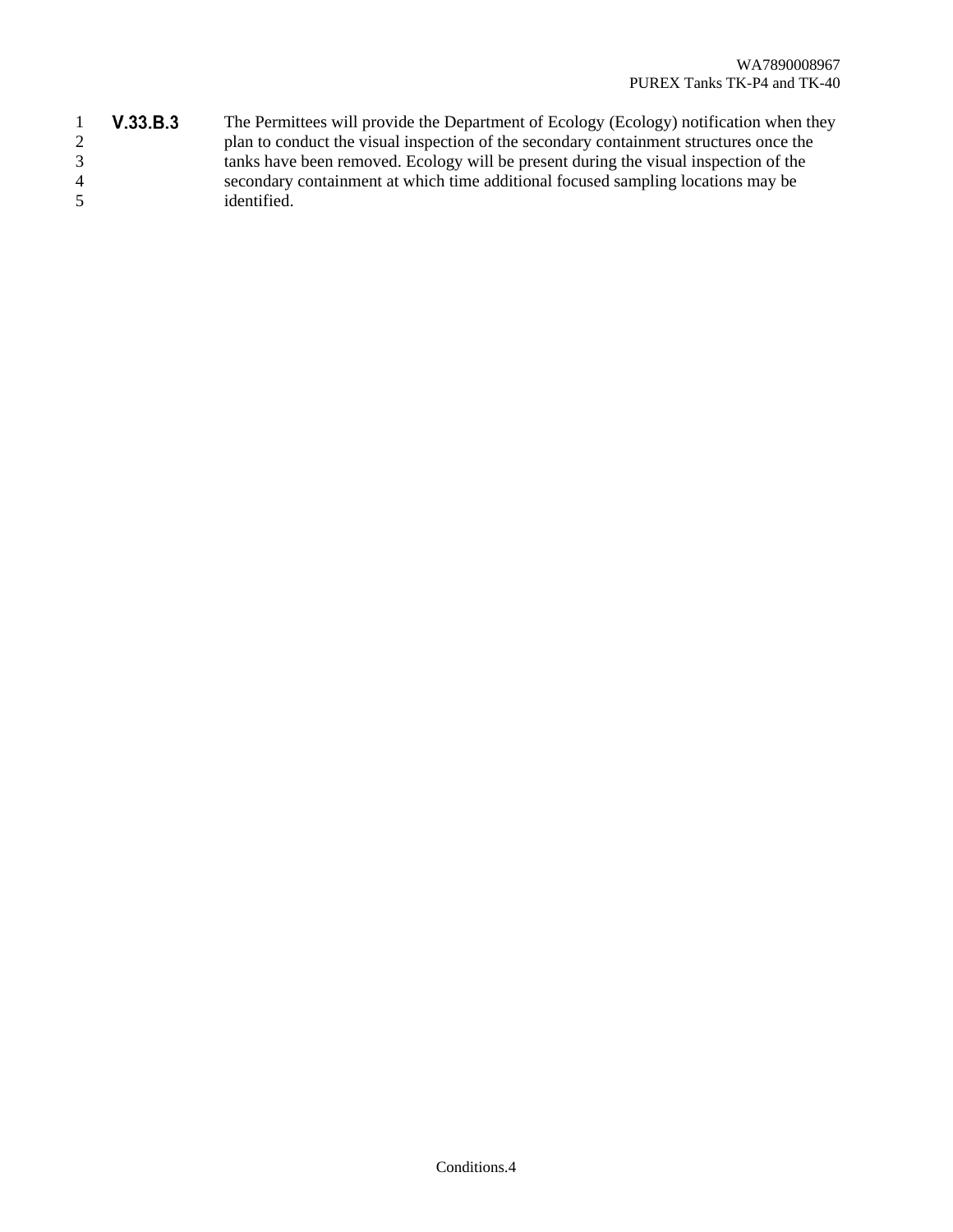**V.33.B.3** The Permittees will provide the Department of Ecology (Ecology) notification when they plan to conduct the visual inspection of the secondary containment structures once the tanks have been removed. Ecology will be present during the visual inspection of the secondary containment at which time additional focused sampling locations may be identified.